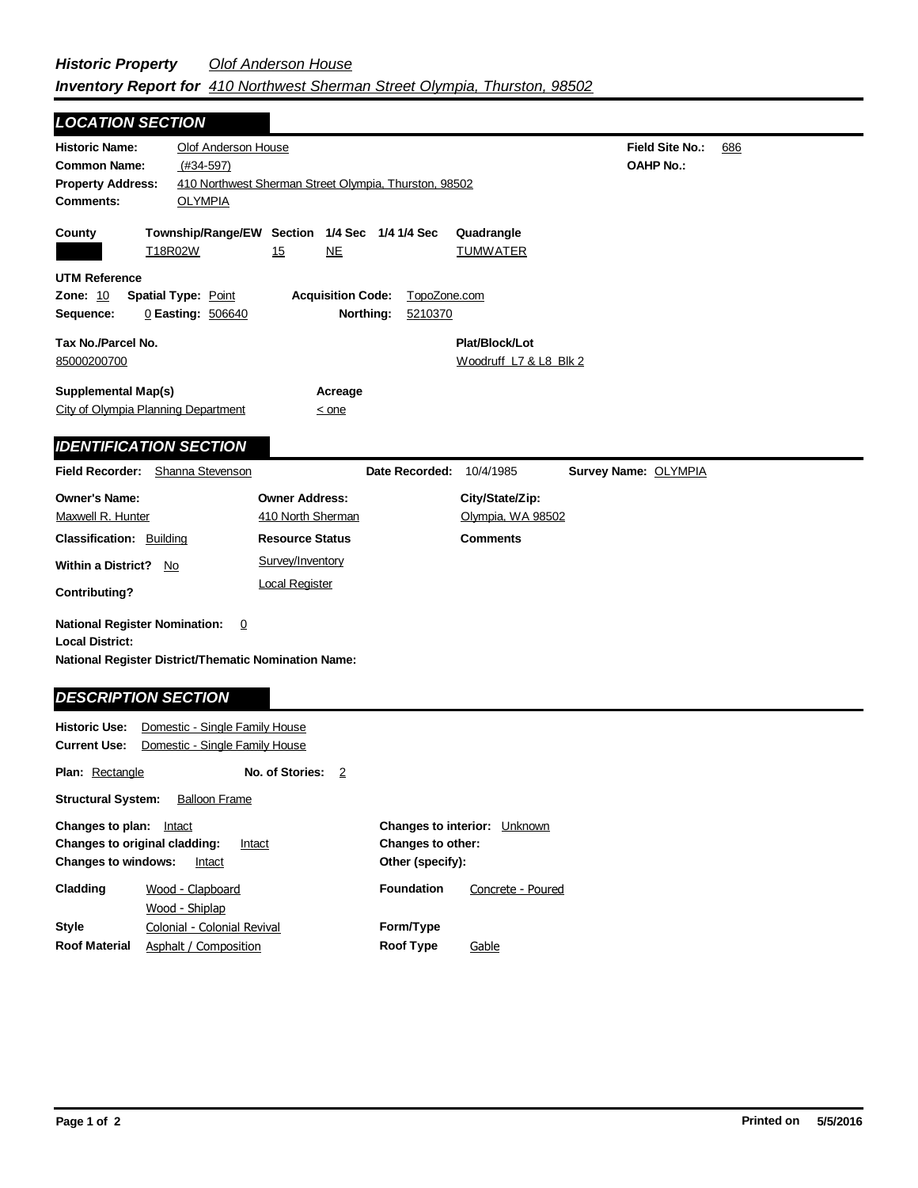## *Historic Property* *Olof Anderson House*
## *Inventory Report for* *410 Northwest Sherman Street Olympia, Thurston, 98502*

### *LOCATION SECTION*

**Historic Name:** Olof Anderson House
**Field Site No.:** 686
**Common Name:** (#34-597)
**OAHP No.:**
**Property Address:** 410 Northwest Sherman Street Olympia, Thurston, 98502
**Comments:** OLYMPIA

| County | Township/Range/EW | Section | 1/4 Sec | 1/4 1/4 Sec | Quadrangle |
|---|---|---|---|---|---|
| | T18R02W | 15 | NE | | TUMWATER |

**UTM Reference**
**Zone:** 10 **Spatial Type:** Point **Acquisition Code:** TopoZone.com
**Sequence:** 0 **Easting:** 506640 **Northing:** 5210370

**Tax No./Parcel No.** 85000200700
**Plat/Block/Lot** Woodruff L7 & L8 Blk 2

**Supplemental Map(s)** City of Olympia Planning Department
**Acreage** < one

### *IDENTIFICATION SECTION*

**Field Recorder:** Shanna Stevenson **Date Recorded:** 10/4/1985 **Survey Name:** OLYMPIA

**Owner's Name:** Maxwell R. Hunter
**Owner Address:** 410 North Sherman
**City/State/Zip:** Olympia, WA 98502

**Classification:** Building
**Resource Status:** Survey/Inventory; Local Register
**Comments**

**Within a District?** No
**Contributing?**

**National Register Nomination:** 0
**Local District:**
**National Register District/Thematic Nomination Name:**

### *DESCRIPTION SECTION*

**Historic Use:** Domestic - Single Family House
**Current Use:** Domestic - Single Family House

**Plan:** Rectangle **No. of Stories:** 2

**Structural System:** Balloon Frame

**Changes to plan:** Intact
**Changes to original cladding:** Intact
**Changes to windows:** Intact
**Changes to interior:** Unknown
**Changes to other:**
**Other (specify):**

**Cladding** Wood - Clapboard; Wood - Shiplap
**Foundation** Concrete - Poured
**Style** Colonial - Colonial Revival
**Form/Type**
**Roof Material** Asphalt / Composition
**Roof Type** Gable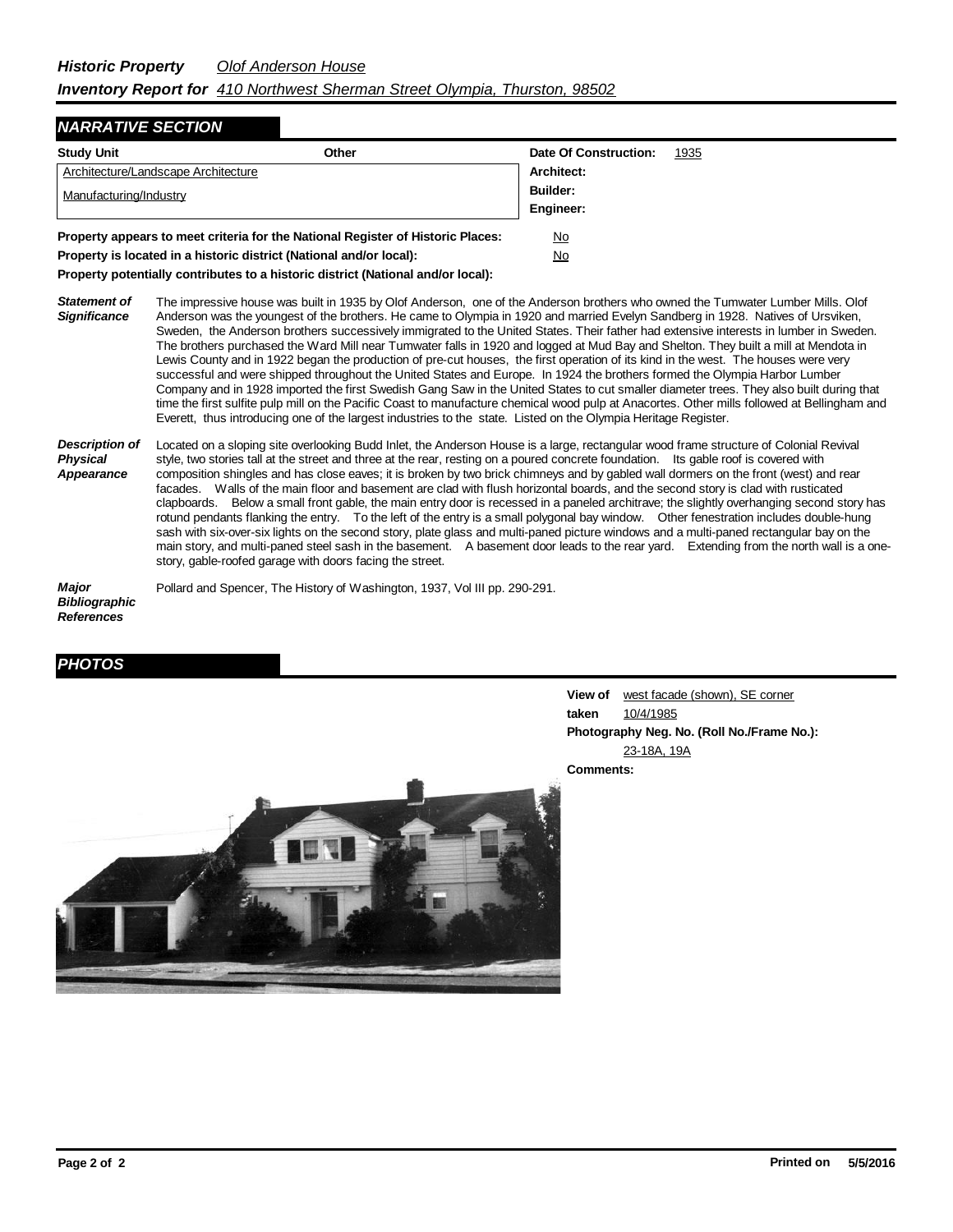***Historic Property*** *Olof Anderson House*

***Inventory Report for*** *410 Northwest Sherman Street Olympia, Thurston, 98502*

## *NARRATIVE SECTION*

| Study Unit | Other | | |
|---|---|---|---|
| Architecture/Landscape Architecture | | **Date Of Construction:** | 1935 |
| Manufacturing/Industry | | **Architect:** | |
| | | **Builder:** | |
| | | **Engineer:** | |

**Property appears to meet criteria for the National Register of Historic Places:** No

**Property is located in a historic district (National and/or local):** No

**Property potentially contributes to a historic district (National and/or local):**

***Statement of Significance***

The impressive house was built in 1935 by Olof Anderson, one of the Anderson brothers who owned the Tumwater Lumber Mills. Olof Anderson was the youngest of the brothers. He came to Olympia in 1920 and married Evelyn Sandberg in 1928. Natives of Ursviken, Sweden, the Anderson brothers successively immigrated to the United States. Their father had extensive interests in lumber in Sweden. The brothers purchased the Ward Mill near Tumwater falls in 1920 and logged at Mud Bay and Shelton. They built a mill at Mendota in Lewis County and in 1922 began the production of pre-cut houses, the first operation of its kind in the west. The houses were very successful and were shipped throughout the United States and Europe. In 1924 the brothers formed the Olympia Harbor Lumber Company and in 1928 imported the first Swedish Gang Saw in the United States to cut smaller diameter trees. They also built during that time the first sulfite pulp mill on the Pacific Coast to manufacture chemical wood pulp at Anacortes. Other mills followed at Bellingham and Everett, thus introducing one of the largest industries to the state. Listed on the Olympia Heritage Register.

***Description of Physical Appearance***

Located on a sloping site overlooking Budd Inlet, the Anderson House is a large, rectangular wood frame structure of Colonial Revival style, two stories tall at the street and three at the rear, resting on a poured concrete foundation. Its gable roof is covered with composition shingles and has close eaves; it is broken by two brick chimneys and by gabled wall dormers on the front (west) and rear facades. Walls of the main floor and basement are clad with flush horizontal boards, and the second story is clad with rusticated clapboards. Below a small front gable, the main entry door is recessed in a paneled architrave; the slightly overhanging second story has rotund pendants flanking the entry. To the left of the entry is a small polygonal bay window. Other fenestration includes double-hung sash with six-over-six lights on the second story, plate glass and multi-paned picture windows and a multi-paned rectangular bay on the main story, and multi-paned steel sash in the basement. A basement door leads to the rear yard. Extending from the north wall is a one-story, gable-roofed garage with doors facing the street.

***Major Bibliographic References***

Pollard and Spencer, The History of Washington, 1937, Vol III pp. 290-291.

## *PHOTOS*

**View of** west facade (shown), SE corner

**taken** 10/4/1985

**Photography Neg. No. (Roll No./Frame No.):** 23-18A, 19A

**Comments:**